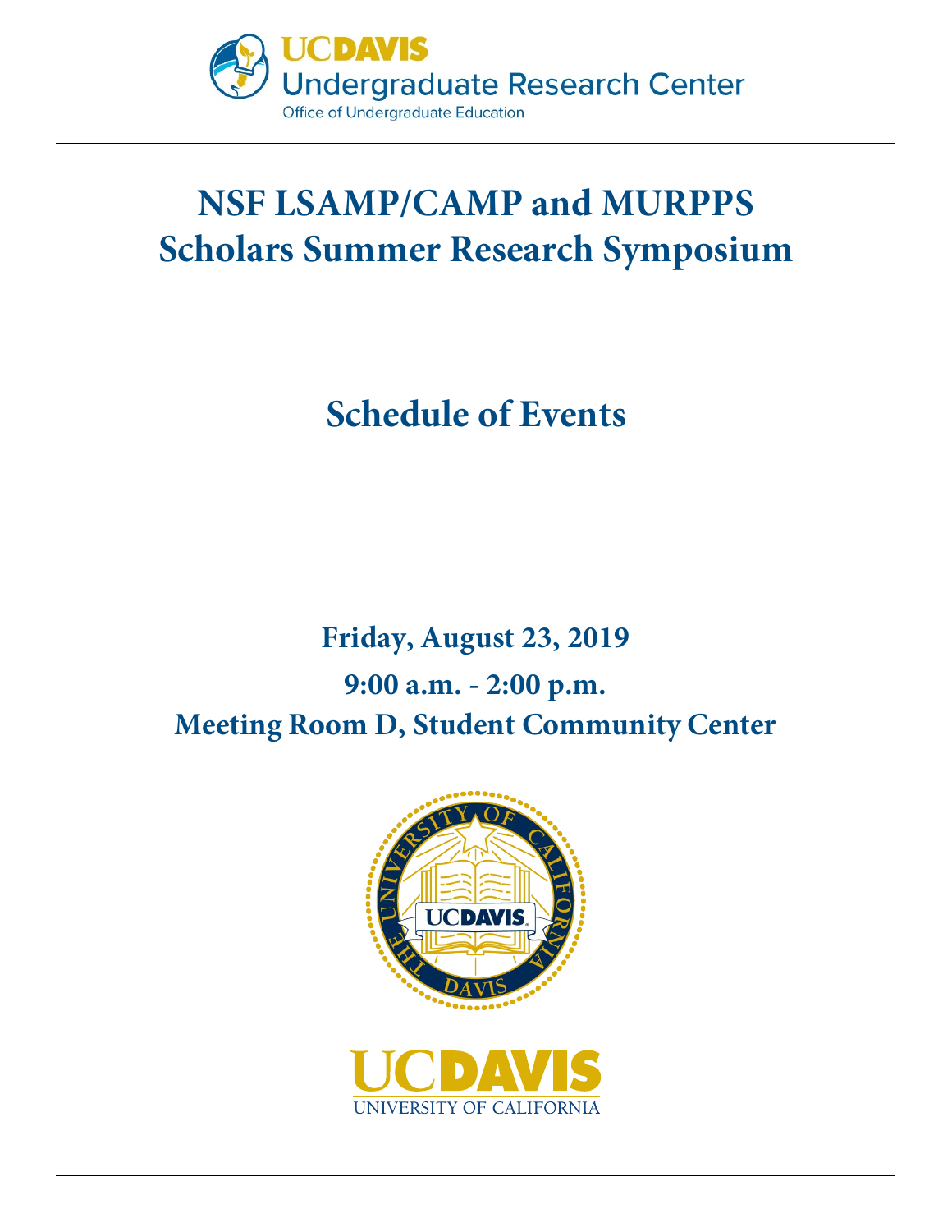UCDAVIS
Undergraduate Research Center
Office of Undergraduate Education

# NSF LSAMP/CAMP and MURPPS Scholars Summer Research Symposium

## Schedule of Events

**Friday, August 23, 2019**

**9:00 a.m. - 2:00 p.m.**

**Meeting Room D, Student Community Center**

UCDAVIS
UNIVERSITY OF CALIFORNIA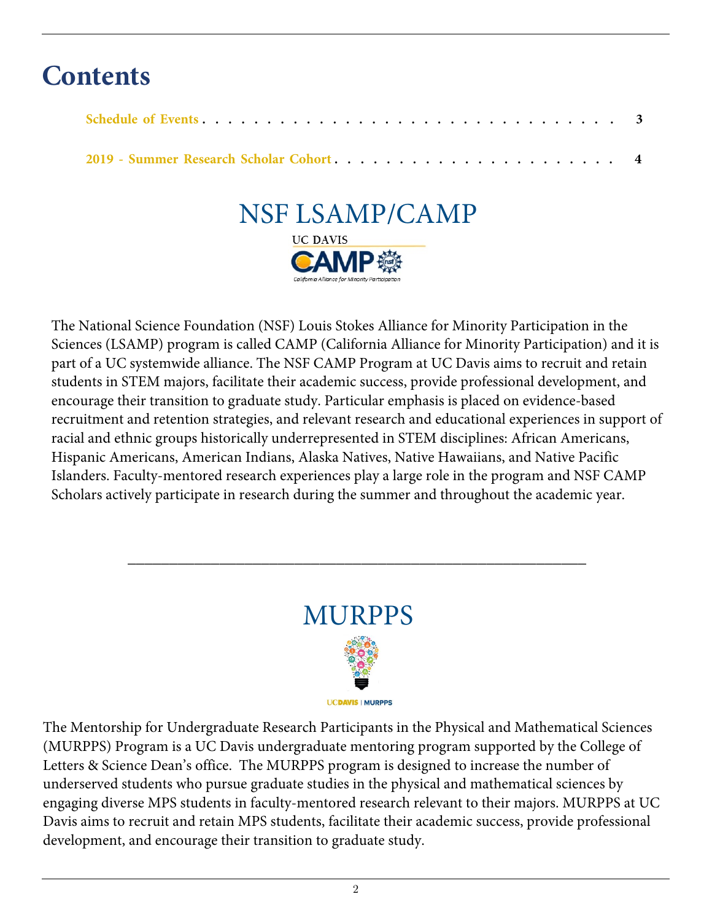# Contents

- Schedule of Events . . . . . . . . . . . . . . . . . . . . . . . . . . . . . . . . . . 3
- 2019 - Summer Research Scholar Cohort . . . . . . . . . . . . . . . . . . . . . . 4

## NSF LSAMP/CAMP

UC DAVIS
CAMP
California Alliance for Minority Participation

The National Science Foundation (NSF) Louis Stokes Alliance for Minority Participation in the Sciences (LSAMP) program is called CAMP (California Alliance for Minority Participation) and it is part of a UC systemwide alliance. The NSF CAMP Program at UC Davis aims to recruit and retain students in STEM majors, facilitate their academic success, provide professional development, and encourage their transition to graduate study. Particular emphasis is placed on evidence-based recruitment and retention strategies, and relevant research and educational experiences in support of racial and ethnic groups historically underrepresented in STEM disciplines: African Americans, Hispanic Americans, American Indians, Alaska Natives, Native Hawaiians, and Native Pacific Islanders. Faculty-mentored research experiences play a large role in the program and NSF CAMP Scholars actively participate in research during the summer and throughout the academic year.

---

## MURPPS

UCDAVIS | MURPPS

The Mentorship for Undergraduate Research Participants in the Physical and Mathematical Sciences (MURPPS) Program is a UC Davis undergraduate mentoring program supported by the College of Letters & Science Dean's office. The MURPPS program is designed to increase the number of underserved students who pursue graduate studies in the physical and mathematical sciences by engaging diverse MPS students in faculty-mentored research relevant to their majors. MURPPS at UC Davis aims to recruit and retain MPS students, facilitate their academic success, provide professional development, and encourage their transition to graduate study.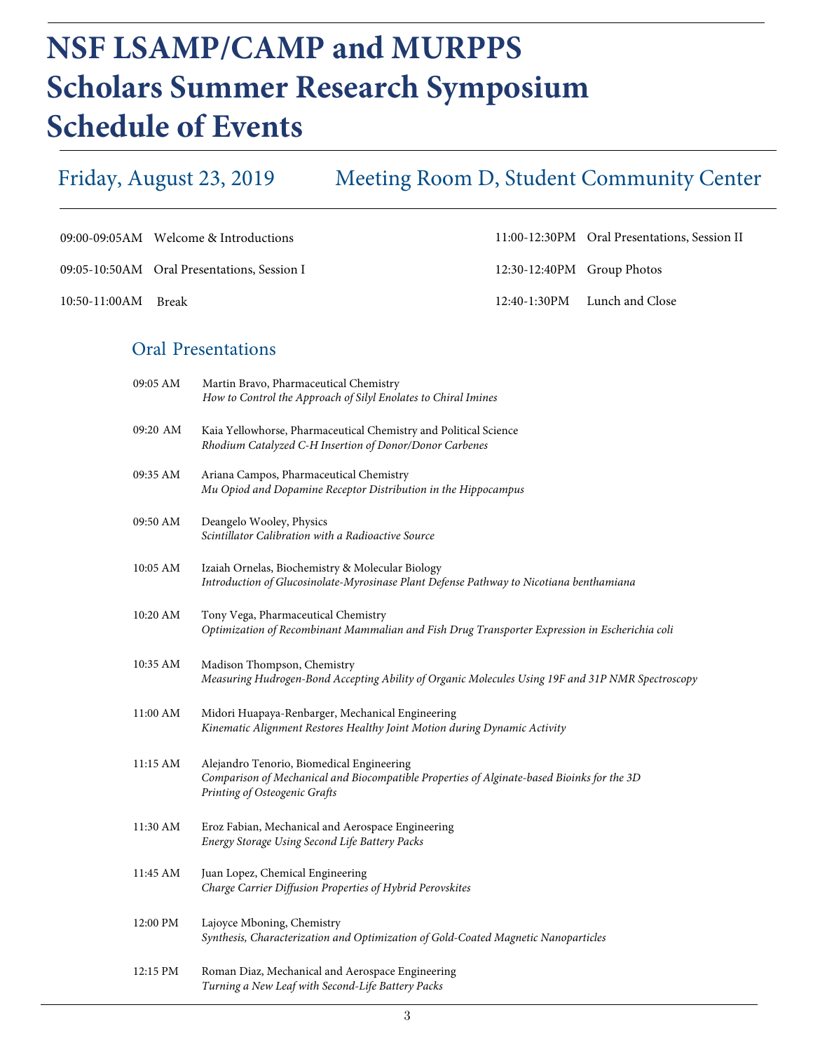# NSF LSAMP/CAMP and MURPPS Scholars Summer Research Symposium Schedule of Events

## Friday, August 23, 2019 — Meeting Room D, Student Community Center

| | |
|---|---|
| 09:00-09:05AM | Welcome & Introductions |
| 09:05-10:50AM | Oral Presentations, Session I |
| 10:50-11:00AM | Break |
| 11:00-12:30PM | Oral Presentations, Session II |
| 12:30-12:40PM | Group Photos |
| 12:40-1:30PM | Lunch and Close |

## Oral Presentations

| | |
|---|---|
| 09:05 AM | Martin Bravo, Pharmaceutical Chemistry<br>*How to Control the Approach of Silyl Enolates to Chiral Imines* |
| 09:20 AM | Kaia Yellowhorse, Pharmaceutical Chemistry and Political Science<br>*Rhodium Catalyzed C-H Insertion of Donor/Donor Carbenes* |
| 09:35 AM | Ariana Campos, Pharmaceutical Chemistry<br>*Mu Opiod and Dopamine Receptor Distribution in the Hippocampus* |
| 09:50 AM | Deangelo Wooley, Physics<br>*Scintillator Calibration with a Radioactive Source* |
| 10:05 AM | Izaiah Ornelas, Biochemistry & Molecular Biology<br>*Introduction of Glucosinolate-Myrosinase Plant Defense Pathway to Nicotiana benthamiana* |
| 10:20 AM | Tony Vega, Pharmaceutical Chemistry<br>*Optimization of Recombinant Mammalian and Fish Drug Transporter Expression in Escherichia coli* |
| 10:35 AM | Madison Thompson, Chemistry<br>*Measuring Hudrogen-Bond Accepting Ability of Organic Molecules Using 19F and 31P NMR Spectroscopy* |
| 11:00 AM | Midori Huapaya-Renbarger, Mechanical Engineering<br>*Kinematic Alignment Restores Healthy Joint Motion during Dynamic Activity* |
| 11:15 AM | Alejandro Tenorio, Biomedical Engineering<br>*Comparison of Mechanical and Biocompatible Properties of Alginate-based Bioinks for the 3D Printing of Osteogenic Grafts* |
| 11:30 AM | Eroz Fabian, Mechanical and Aerospace Engineering<br>*Energy Storage Using Second Life Battery Packs* |
| 11:45 AM | Juan Lopez, Chemical Engineering<br>*Charge Carrier Diffusion Properties of Hybrid Perovskites* |
| 12:00 PM | Lajoyce Mboning, Chemistry<br>*Synthesis, Characterization and Optimization of Gold-Coated Magnetic Nanoparticles* |
| 12:15 PM | Roman Diaz, Mechanical and Aerospace Engineering<br>*Turning a New Leaf with Second-Life Battery Packs* |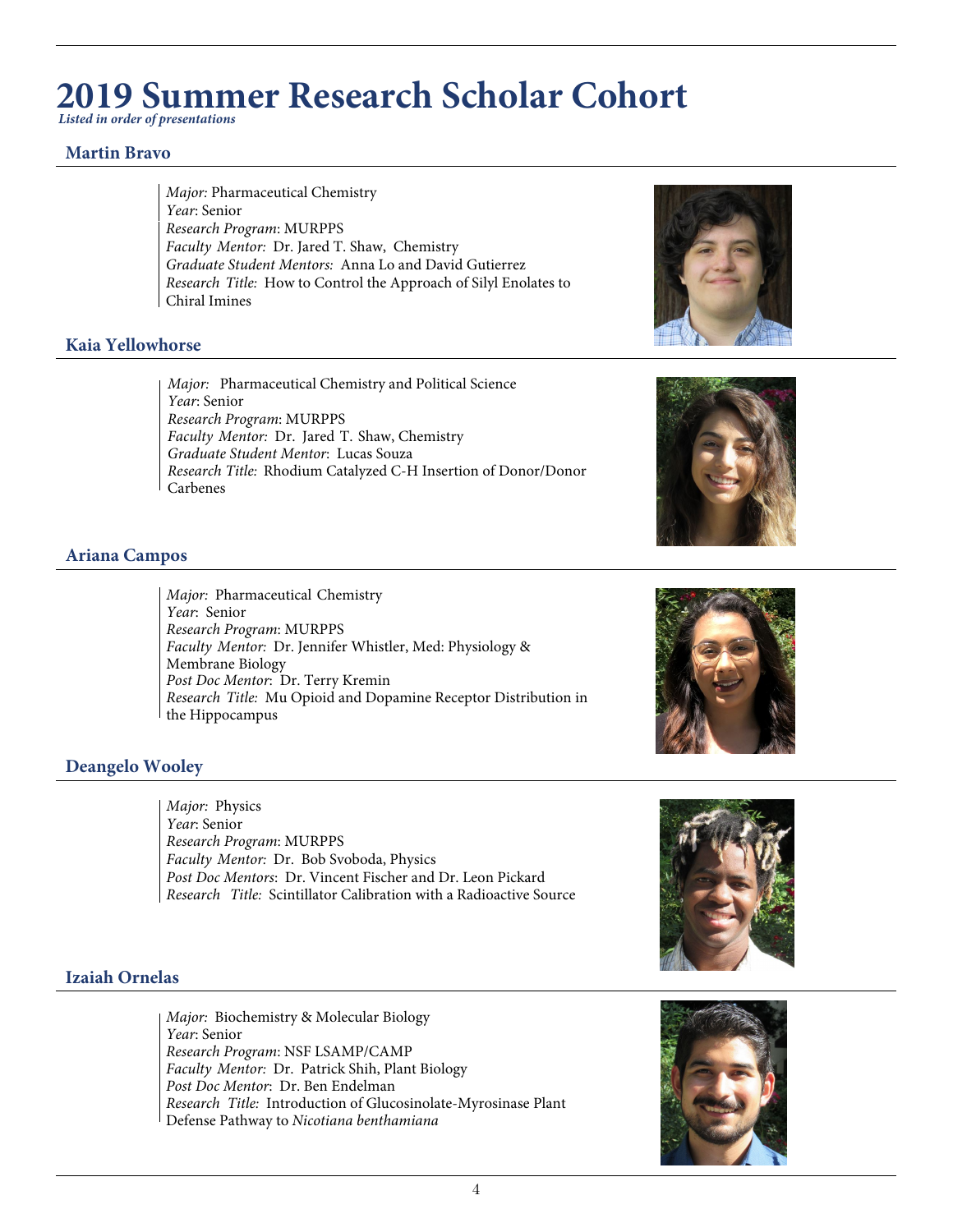# 2019 Summer Research Scholar Cohort

***Listed in order of presentations***

## Martin Bravo

*Major:* Pharmaceutical Chemistry
*Year*: Senior
*Research Program*: MURPPS
*Faculty Mentor:* Dr. Jared T. Shaw, Chemistry
*Graduate Student Mentors:* Anna Lo and David Gutierrez
*Research Title:* How to Control the Approach of Silyl Enolates to Chiral Imines

## Kaia Yellowhorse

*Major:* Pharmaceutical Chemistry and Political Science
*Year*: Senior
*Research Program*: MURPPS
*Faculty Mentor:* Dr. Jared T. Shaw, Chemistry
*Graduate Student Mentor*: Lucas Souza
*Research Title:* Rhodium Catalyzed C-H Insertion of Donor/Donor Carbenes

## Ariana Campos

*Major:* Pharmaceutical Chemistry
*Year*: Senior
*Research Program*: MURPPS
*Faculty Mentor:* Dr. Jennifer Whistler, Med: Physiology & Membrane Biology
*Post Doc Mentor*: Dr. Terry Kremin
*Research Title:* Mu Opioid and Dopamine Receptor Distribution in the Hippocampus

## Deangelo Wooley

*Major:* Physics
*Year*: Senior
*Research Program*: MURPPS
*Faculty Mentor:* Dr. Bob Svoboda, Physics
*Post Doc Mentors*: Dr. Vincent Fischer and Dr. Leon Pickard
*Research Title:* Scintillator Calibration with a Radioactive Source

## Izaiah Ornelas

*Major:* Biochemistry & Molecular Biology
*Year*: Senior
*Research Program*: NSF LSAMP/CAMP
*Faculty Mentor:* Dr. Patrick Shih, Plant Biology
*Post Doc Mentor*: Dr. Ben Endelman
*Research Title:* Introduction of Glucosinolate-Myrosinase Plant Defense Pathway to *Nicotiana benthamiana*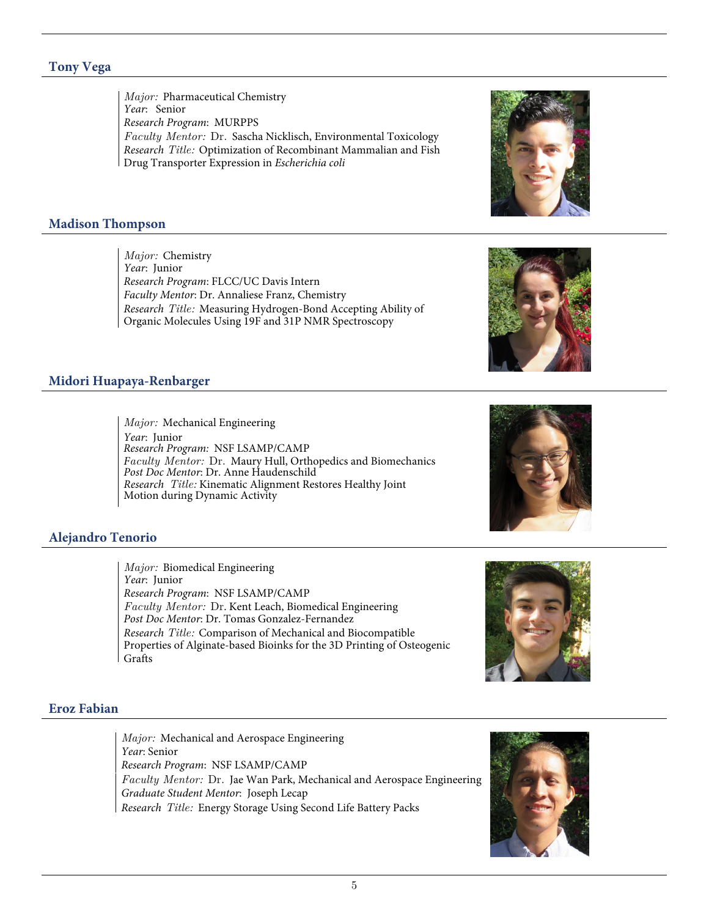### Tony Vega

*Major:* Pharmaceutical Chemistry
*Year*: Senior
*Research Program*: MURPPS
*Faculty Mentor:* Dr. Sascha Nicklisch, Environmental Toxicology
*Research Title:* Optimization of Recombinant Mammalian and Fish Drug Transporter Expression in *Escherichia coli*

### Madison Thompson

*Major:* Chemistry
*Year*: Junior
*Research Program*: FLCC/UC Davis Intern
*Faculty Mentor*: Dr. Annaliese Franz, Chemistry
*Research Title:* Measuring Hydrogen-Bond Accepting Ability of Organic Molecules Using 19F and 31P NMR Spectroscopy

### Midori Huapaya-Renbarger

*Major:* Mechanical Engineering
*Year*: Junior
*Research Program:* NSF LSAMP/CAMP
*Faculty Mentor:* Dr. Maury Hull, Orthopedics and Biomechanics
*Post Doc Mentor*: Dr. Anne Haudenschild
*Research Title:* Kinematic Alignment Restores Healthy Joint Motion during Dynamic Activity

### Alejandro Tenorio

*Major:* Biomedical Engineering
*Year*: Junior
*Research Program*: NSF LSAMP/CAMP
*Faculty Mentor:* Dr. Kent Leach, Biomedical Engineering
*Post Doc Mentor*: Dr. Tomas Gonzalez-Fernandez
*Research Title:* Comparison of Mechanical and Biocompatible Properties of Alginate-based Bioinks for the 3D Printing of Osteogenic Grafts

### Eroz Fabian

*Major:* Mechanical and Aerospace Engineering
*Year*: Senior
*Research Program*: NSF LSAMP/CAMP
*Faculty Mentor:* Dr. Jae Wan Park, Mechanical and Aerospace Engineering
*Graduate Student Mentor*: Joseph Lecap
*Research Title:* Energy Storage Using Second Life Battery Packs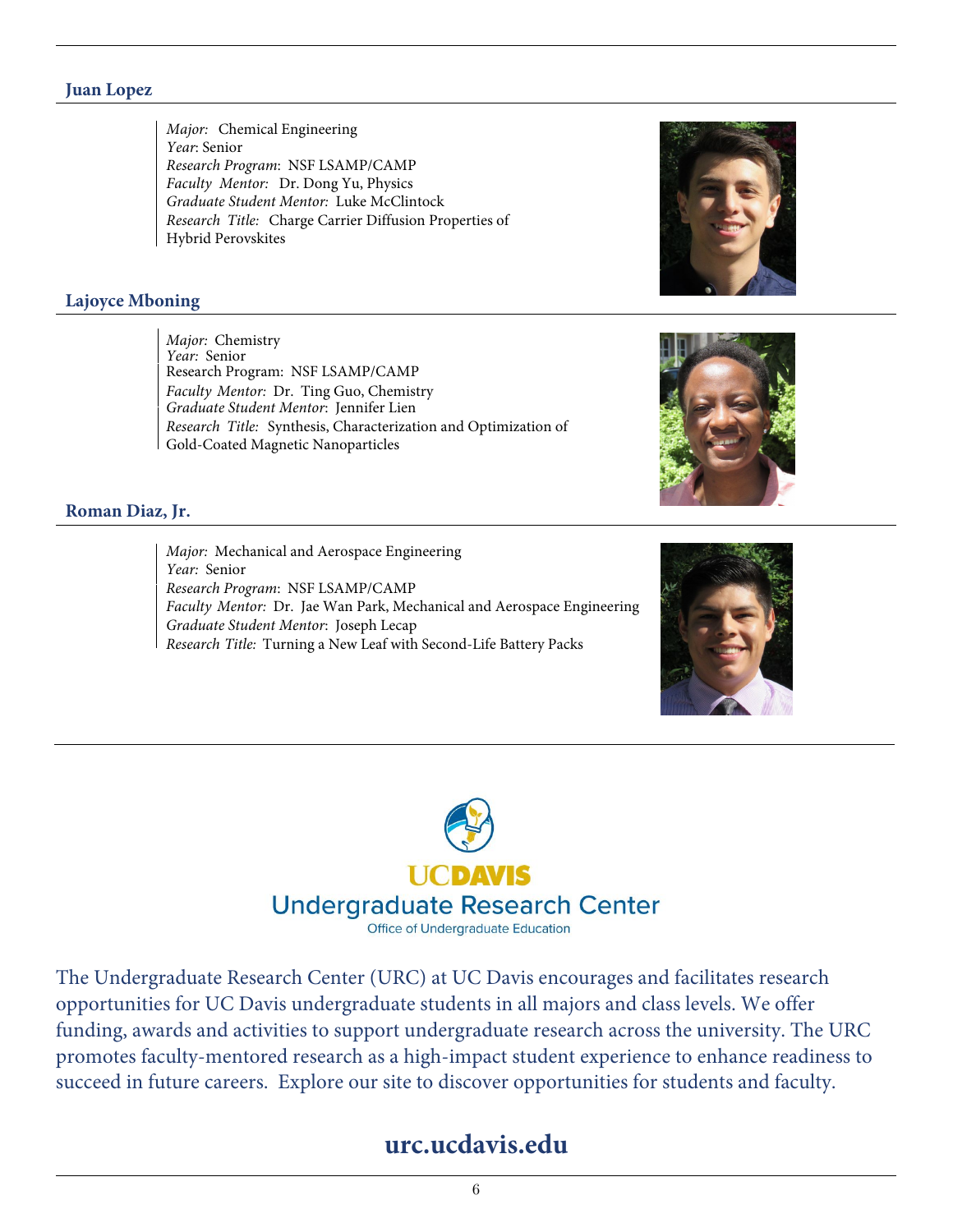### Juan Lopez

*Major:* Chemical Engineering
*Year*: Senior
*Research Program*: NSF LSAMP/CAMP
*Faculty Mentor:* Dr. Dong Yu, Physics
*Graduate Student Mentor:* Luke McClintock
*Research Title:* Charge Carrier Diffusion Properties of Hybrid Perovskites

### Lajoyce Mboning

*Major:* Chemistry
*Year:* Senior
Research Program: NSF LSAMP/CAMP
*Faculty Mentor:* Dr. Ting Guo, Chemistry
*Graduate Student Mentor*: Jennifer Lien
*Research Title:* Synthesis, Characterization and Optimization of Gold-Coated Magnetic Nanoparticles

### Roman Diaz, Jr.

*Major:* Mechanical and Aerospace Engineering
*Year:* Senior
*Research Program*: NSF LSAMP/CAMP
*Faculty Mentor:* Dr. Jae Wan Park, Mechanical and Aerospace Engineering
*Graduate Student Mentor*: Joseph Lecap
*Research Title:* Turning a New Leaf with Second-Life Battery Packs

UCDAVIS
Undergraduate Research Center
Office of Undergraduate Education

The Undergraduate Research Center (URC) at UC Davis encourages and facilitates research opportunities for UC Davis undergraduate students in all majors and class levels. We offer funding, awards and activities to support undergraduate research across the university. The URC promotes faculty-mentored research as a high-impact student experience to enhance readiness to succeed in future careers. Explore our site to discover opportunities for students and faculty.

**urc.ucdavis.edu**